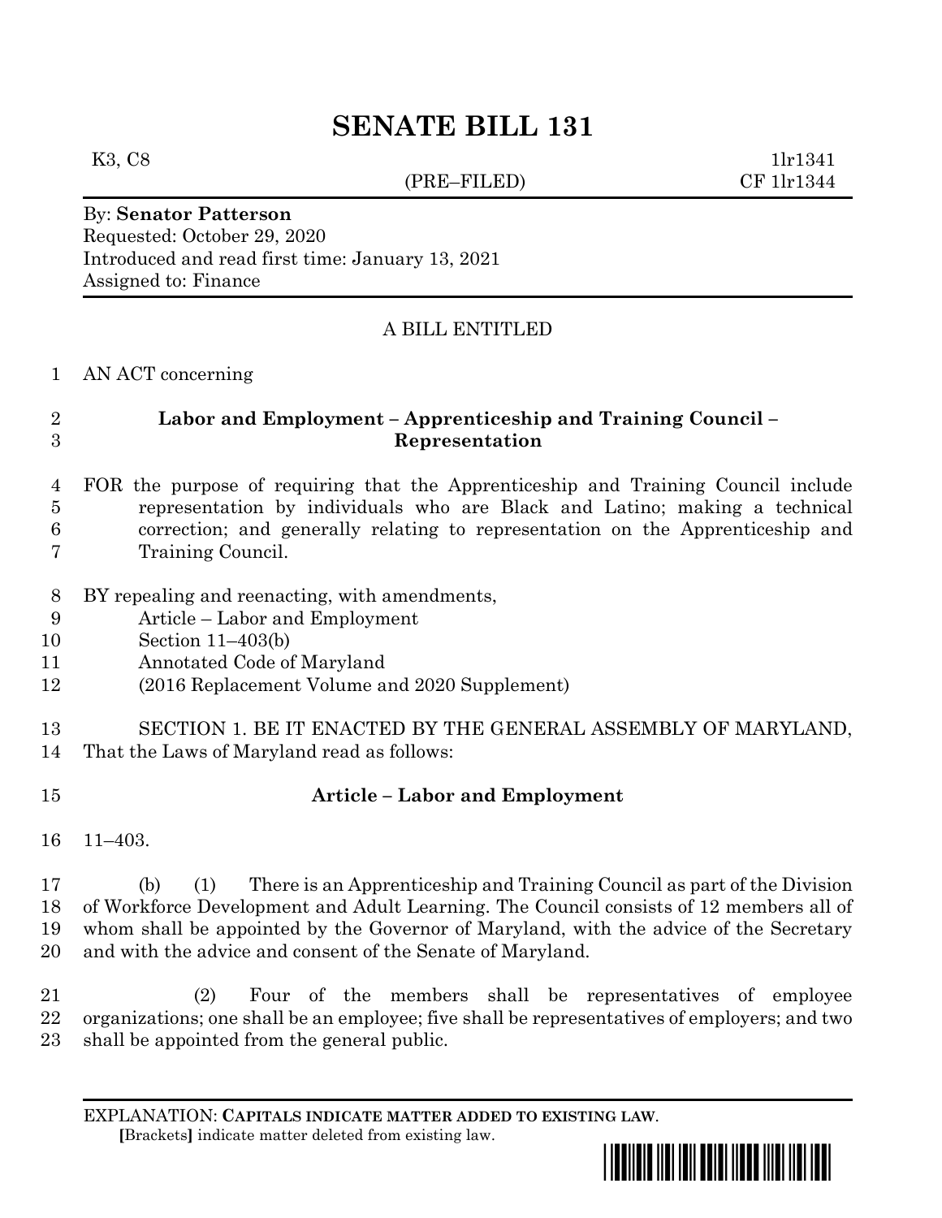# SENATE BILL 131

K3, C8 (PRE–FILED) 1lr1341
CF 1lr1344

By: **Senator Patterson**
Requested: October 29, 2020
Introduced and read first time: January 13, 2021
Assigned to: Finance

A BILL ENTITLED

AN ACT concerning

**Labor and Employment – Apprenticeship and Training Council – Representation**

FOR the purpose of requiring that the Apprenticeship and Training Council include representation by individuals who are Black and Latino; making a technical correction; and generally relating to representation on the Apprenticeship and Training Council.

BY repealing and reenacting, with amendments,
Article – Labor and Employment
Section 11–403(b)
Annotated Code of Maryland
(2016 Replacement Volume and 2020 Supplement)

SECTION 1. BE IT ENACTED BY THE GENERAL ASSEMBLY OF MARYLAND, That the Laws of Maryland read as follows:

**Article – Labor and Employment**

11–403.

(b) (1) There is an Apprenticeship and Training Council as part of the Division of Workforce Development and Adult Learning. The Council consists of 12 members all of whom shall be appointed by the Governor of Maryland, with the advice of the Secretary and with the advice and consent of the Senate of Maryland.

(2) Four of the members shall be representatives of employee organizations; one shall be an employee; five shall be representatives of employers; and two shall be appointed from the general public.

EXPLANATION: **CAPITALS INDICATE MATTER ADDED TO EXISTING LAW.**
**[**Brackets**]** indicate matter deleted from existing law.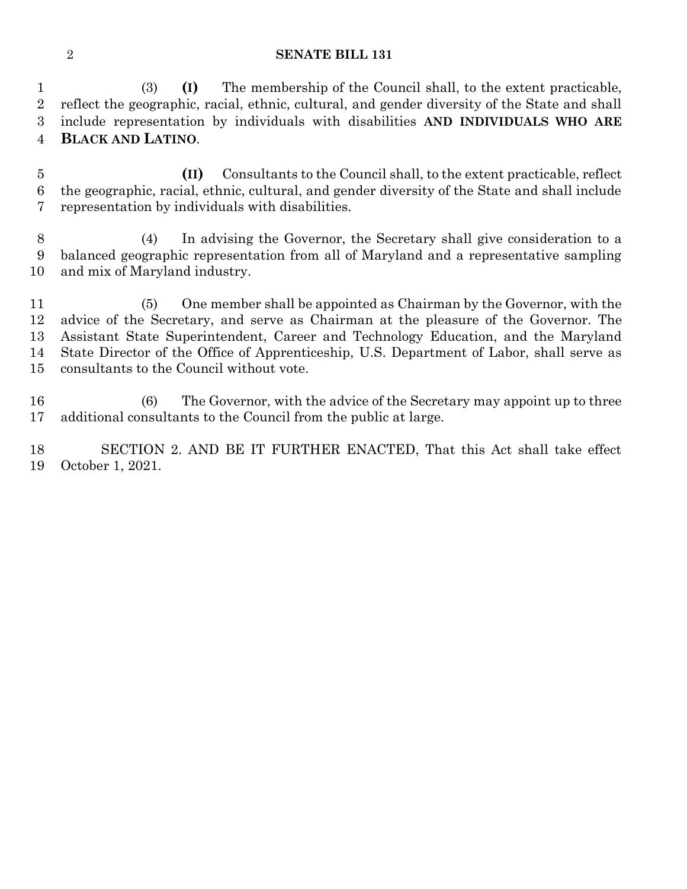(3) **(I)** The membership of the Council shall, to the extent practicable, reflect the geographic, racial, ethnic, cultural, and gender diversity of the State and shall include representation by individuals with disabilities **AND INDIVIDUALS WHO ARE BLACK AND LATINO**.

**(II)** Consultants to the Council shall, to the extent practicable, reflect the geographic, racial, ethnic, cultural, and gender diversity of the State and shall include representation by individuals with disabilities.

(4) In advising the Governor, the Secretary shall give consideration to a balanced geographic representation from all of Maryland and a representative sampling and mix of Maryland industry.

(5) One member shall be appointed as Chairman by the Governor, with the advice of the Secretary, and serve as Chairman at the pleasure of the Governor. The Assistant State Superintendent, Career and Technology Education, and the Maryland State Director of the Office of Apprenticeship, U.S. Department of Labor, shall serve as consultants to the Council without vote.

(6) The Governor, with the advice of the Secretary may appoint up to three additional consultants to the Council from the public at large.

SECTION 2. AND BE IT FURTHER ENACTED, That this Act shall take effect October 1, 2021.